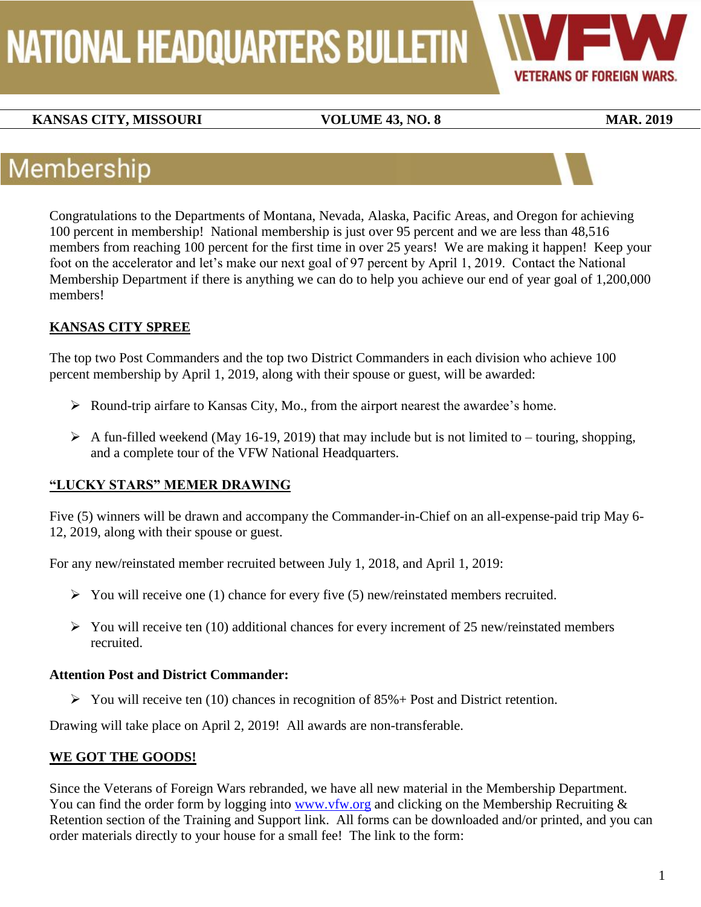# NATIONAL HEADQUARTERS BULLETIN

VFW VETERANS OF FOREIGN WARS.

**KANSAS CITY, MISSOURI** **VOLUME 43, NO. 8** **MAR. 2019**

## Membership

Congratulations to the Departments of Montana, Nevada, Alaska, Pacific Areas, and Oregon for achieving 100 percent in membership! National membership is just over 95 percent and we are less than 48,516 members from reaching 100 percent for the first time in over 25 years! We are making it happen! Keep your foot on the accelerator and let's make our next goal of 97 percent by April 1, 2019. Contact the National Membership Department if there is anything we can do to help you achieve our end of year goal of 1,200,000 members!

### KANSAS CITY SPREE

The top two Post Commanders and the top two District Commanders in each division who achieve 100 percent membership by April 1, 2019, along with their spouse or guest, will be awarded:

- Round-trip airfare to Kansas City, Mo., from the airport nearest the awardee's home.
- A fun-filled weekend (May 16-19, 2019) that may include but is not limited to – touring, shopping, and a complete tour of the VFW National Headquarters.

### "LUCKY STARS" MEMER DRAWING

Five (5) winners will be drawn and accompany the Commander-in-Chief on an all-expense-paid trip May 6-12, 2019, along with their spouse or guest.

For any new/reinstated member recruited between July 1, 2018, and April 1, 2019:

- You will receive one (1) chance for every five (5) new/reinstated members recruited.
- You will receive ten (10) additional chances for every increment of 25 new/reinstated members recruited.

**Attention Post and District Commander:**

- You will receive ten (10) chances in recognition of 85%+ Post and District retention.

Drawing will take place on April 2, 2019! All awards are non-transferable.

### WE GOT THE GOODS!

Since the Veterans of Foreign Wars rebranded, we have all new material in the Membership Department. You can find the order form by logging into www.vfw.org and clicking on the Membership Recruiting & Retention section of the Training and Support link. All forms can be downloaded and/or printed, and you can order materials directly to your house for a small fee! The link to the form: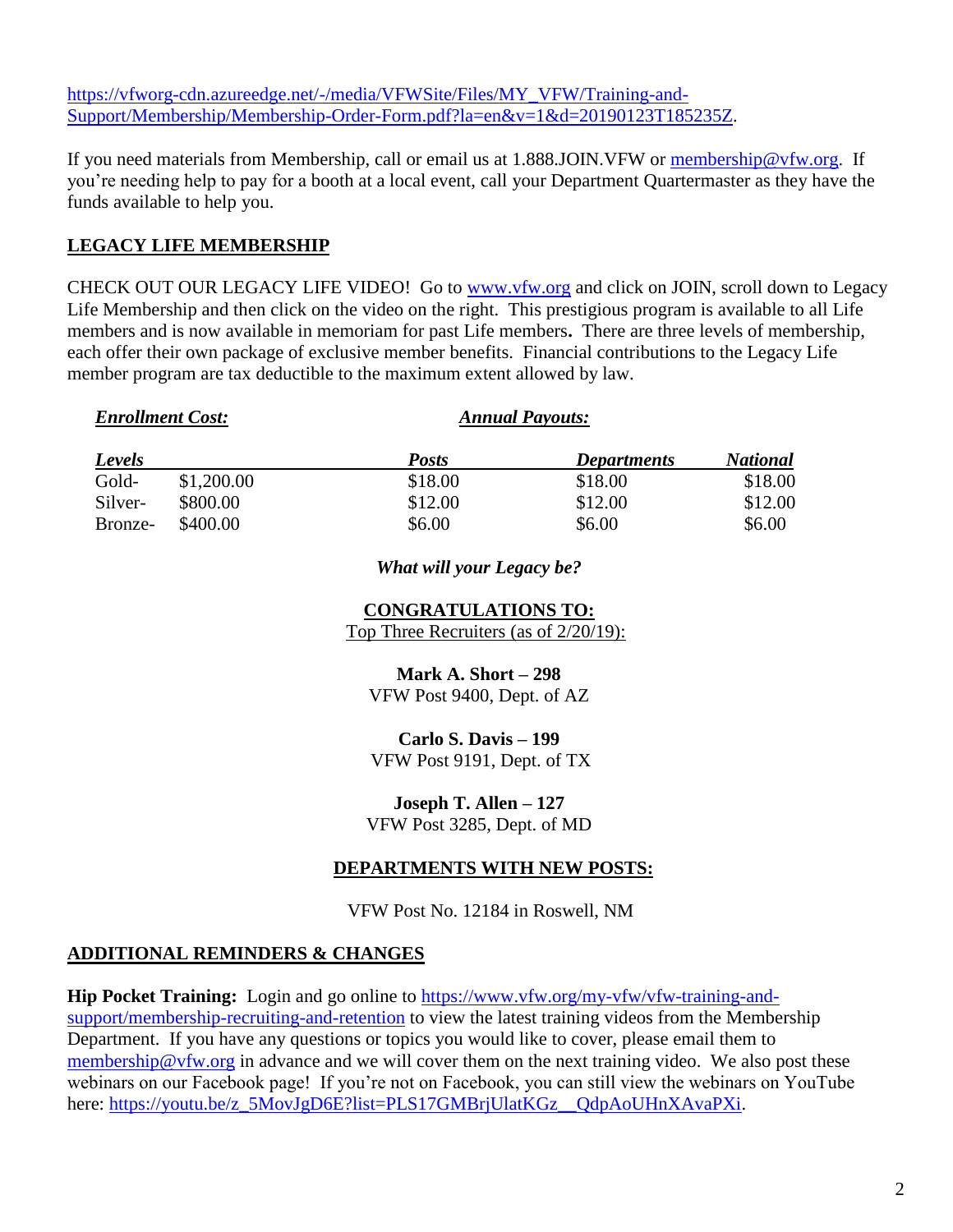https://vfworg-cdn.azureedge.net/-/media/VFWSite/Files/MY_VFW/Training-and-Support/Membership/Membership-Order-Form.pdf?la=en&v=1&d=20190123T185235Z.

If you need materials from Membership, call or email us at 1.888.JOIN.VFW or membership@vfw.org. If you're needing help to pay for a booth at a local event, call your Department Quartermaster as they have the funds available to help you.

## LEGACY LIFE MEMBERSHIP

CHECK OUT OUR LEGACY LIFE VIDEO! Go to www.vfw.org and click on JOIN, scroll down to Legacy Life Membership and then click on the video on the right. This prestigious program is available to all Life members and is now available in memoriam for past Life members**.** There are three levels of membership, each offer their own package of exclusive member benefits. Financial contributions to the Legacy Life member program are tax deductible to the maximum extent allowed by law.

| ***Enrollment Cost:*** | | ***Annual Payouts:*** | | |
|---|---|---|---|---|
| ***Levels*** | | ***Posts*** | ***Departments*** | ***National*** |
| Gold- | $1,200.00 | $18.00 | $18.00 | $18.00 |
| Silver- | $800.00 | $12.00 | $12.00 | $12.00 |
| Bronze- | $400.00 | $6.00 | $6.00 | $6.00 |

***What will your Legacy be?***

**CONGRATULATIONS TO:**

Top Three Recruiters (as of 2/20/19):

**Mark A. Short – 298**
VFW Post 9400, Dept. of AZ

**Carlo S. Davis – 199**
VFW Post 9191, Dept. of TX

**Joseph T. Allen – 127**
VFW Post 3285, Dept. of MD

**DEPARTMENTS WITH NEW POSTS:**

VFW Post No. 12184 in Roswell, NM

## ADDITIONAL REMINDERS & CHANGES

**Hip Pocket Training:** Login and go online to https://www.vfw.org/my-vfw/vfw-training-and-support/membership-recruiting-and-retention to view the latest training videos from the Membership Department. If you have any questions or topics you would like to cover, please email them to membership@vfw.org in advance and we will cover them on the next training video. We also post these webinars on our Facebook page! If you're not on Facebook, you can still view the webinars on YouTube here: https://youtu.be/z_5MovJgD6E?list=PLS17GMBrjUlatKGz__QdpAoUHnXAvaPXi.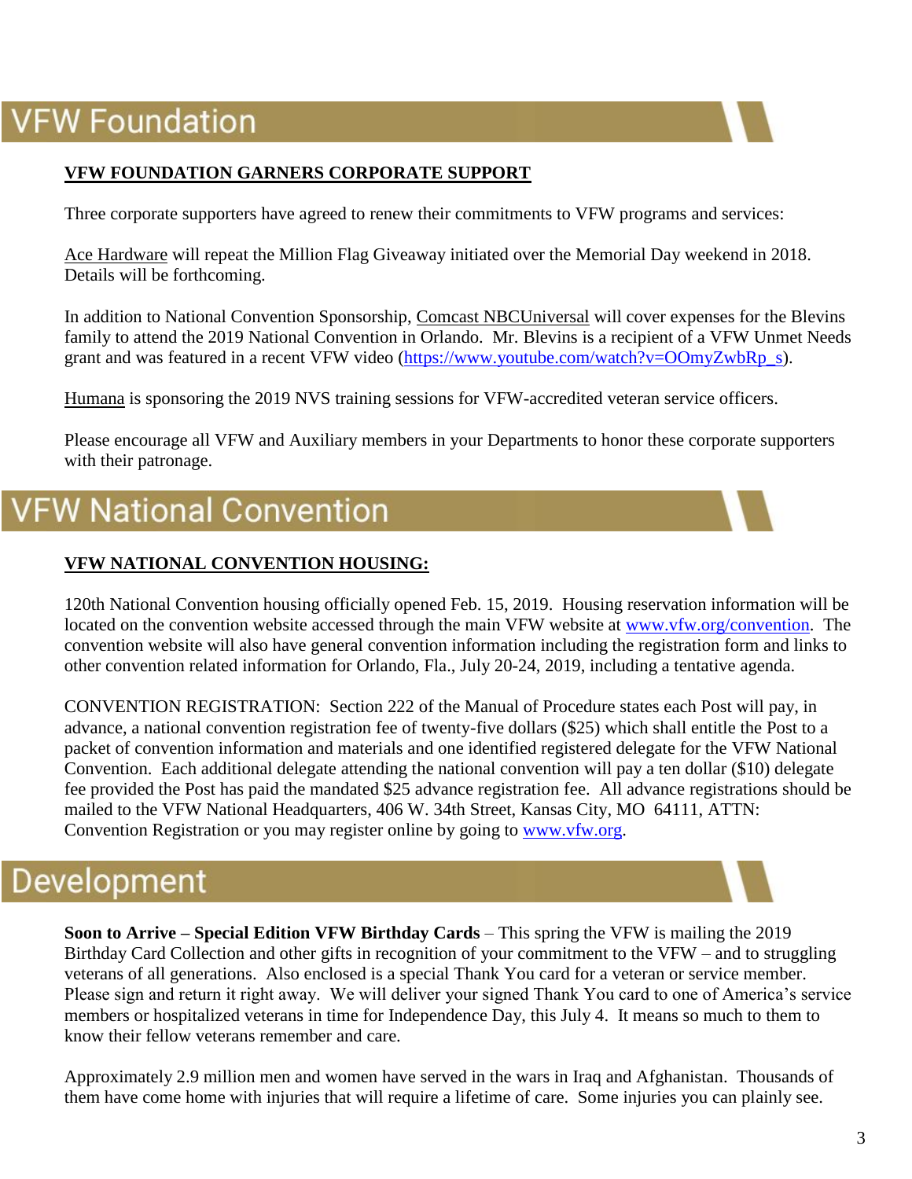# VFW Foundation

**VFW FOUNDATION GARNERS CORPORATE SUPPORT**

Three corporate supporters have agreed to renew their commitments to VFW programs and services:

Ace Hardware will repeat the Million Flag Giveaway initiated over the Memorial Day weekend in 2018. Details will be forthcoming.

In addition to National Convention Sponsorship, Comcast NBCUniversal will cover expenses for the Blevins family to attend the 2019 National Convention in Orlando. Mr. Blevins is a recipient of a VFW Unmet Needs grant and was featured in a recent VFW video (https://www.youtube.com/watch?v=OOmyZwbRp_s).

Humana is sponsoring the 2019 NVS training sessions for VFW-accredited veteran service officers.

Please encourage all VFW and Auxiliary members in your Departments to honor these corporate supporters with their patronage.

# VFW National Convention

**VFW NATIONAL CONVENTION HOUSING:**

120th National Convention housing officially opened Feb. 15, 2019. Housing reservation information will be located on the convention website accessed through the main VFW website at www.vfw.org/convention. The convention website will also have general convention information including the registration form and links to other convention related information for Orlando, Fla., July 20-24, 2019, including a tentative agenda.

CONVENTION REGISTRATION: Section 222 of the Manual of Procedure states each Post will pay, in advance, a national convention registration fee of twenty-five dollars ($25) which shall entitle the Post to a packet of convention information and materials and one identified registered delegate for the VFW National Convention. Each additional delegate attending the national convention will pay a ten dollar ($10) delegate fee provided the Post has paid the mandated $25 advance registration fee. All advance registrations should be mailed to the VFW National Headquarters, 406 W. 34th Street, Kansas City, MO 64111, ATTN: Convention Registration or you may register online by going to www.vfw.org.

# Development

**Soon to Arrive – Special Edition VFW Birthday Cards** – This spring the VFW is mailing the 2019 Birthday Card Collection and other gifts in recognition of your commitment to the VFW – and to struggling veterans of all generations. Also enclosed is a special Thank You card for a veteran or service member. Please sign and return it right away. We will deliver your signed Thank You card to one of America's service members or hospitalized veterans in time for Independence Day, this July 4. It means so much to them to know their fellow veterans remember and care.

Approximately 2.9 million men and women have served in the wars in Iraq and Afghanistan. Thousands of them have come home with injuries that will require a lifetime of care. Some injuries you can plainly see.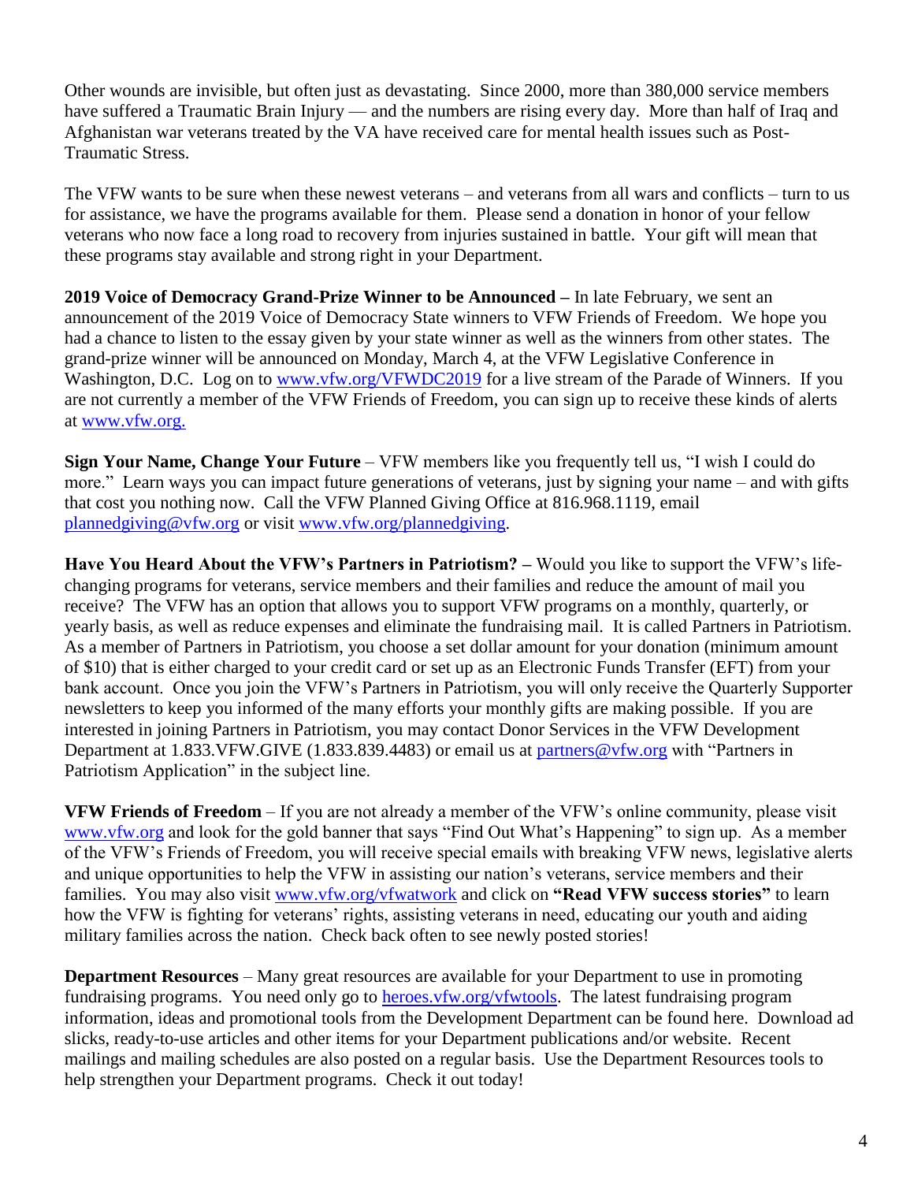Other wounds are invisible, but often just as devastating. Since 2000, more than 380,000 service members have suffered a Traumatic Brain Injury — and the numbers are rising every day. More than half of Iraq and Afghanistan war veterans treated by the VA have received care for mental health issues such as Post-Traumatic Stress.

The VFW wants to be sure when these newest veterans – and veterans from all wars and conflicts – turn to us for assistance, we have the programs available for them. Please send a donation in honor of your fellow veterans who now face a long road to recovery from injuries sustained in battle. Your gift will mean that these programs stay available and strong right in your Department.

**2019 Voice of Democracy Grand-Prize Winner to be Announced –** In late February, we sent an announcement of the 2019 Voice of Democracy State winners to VFW Friends of Freedom. We hope you had a chance to listen to the essay given by your state winner as well as the winners from other states. The grand-prize winner will be announced on Monday, March 4, at the VFW Legislative Conference in Washington, D.C. Log on to www.vfw.org/VFWDC2019 for a live stream of the Parade of Winners. If you are not currently a member of the VFW Friends of Freedom, you can sign up to receive these kinds of alerts at www.vfw.org.

**Sign Your Name, Change Your Future** – VFW members like you frequently tell us, "I wish I could do more." Learn ways you can impact future generations of veterans, just by signing your name – and with gifts that cost you nothing now. Call the VFW Planned Giving Office at 816.968.1119, email plannedgiving@vfw.org or visit www.vfw.org/plannedgiving.

**Have You Heard About the VFW's Partners in Patriotism? –** Would you like to support the VFW's life-changing programs for veterans, service members and their families and reduce the amount of mail you receive? The VFW has an option that allows you to support VFW programs on a monthly, quarterly, or yearly basis, as well as reduce expenses and eliminate the fundraising mail. It is called Partners in Patriotism. As a member of Partners in Patriotism, you choose a set dollar amount for your donation (minimum amount of $10) that is either charged to your credit card or set up as an Electronic Funds Transfer (EFT) from your bank account. Once you join the VFW's Partners in Patriotism, you will only receive the Quarterly Supporter newsletters to keep you informed of the many efforts your monthly gifts are making possible. If you are interested in joining Partners in Patriotism, you may contact Donor Services in the VFW Development Department at 1.833.VFW.GIVE (1.833.839.4483) or email us at partners@vfw.org with "Partners in Patriotism Application" in the subject line.

**VFW Friends of Freedom** – If you are not already a member of the VFW's online community, please visit www.vfw.org and look for the gold banner that says "Find Out What's Happening" to sign up. As a member of the VFW's Friends of Freedom, you will receive special emails with breaking VFW news, legislative alerts and unique opportunities to help the VFW in assisting our nation's veterans, service members and their families. You may also visit www.vfw.org/vfwatwork and click on **"Read VFW success stories"** to learn how the VFW is fighting for veterans' rights, assisting veterans in need, educating our youth and aiding military families across the nation. Check back often to see newly posted stories!

**Department Resources** – Many great resources are available for your Department to use in promoting fundraising programs. You need only go to heroes.vfw.org/vfwtools. The latest fundraising program information, ideas and promotional tools from the Development Department can be found here. Download ad slicks, ready-to-use articles and other items for your Department publications and/or website. Recent mailings and mailing schedules are also posted on a regular basis. Use the Department Resources tools to help strengthen your Department programs. Check it out today!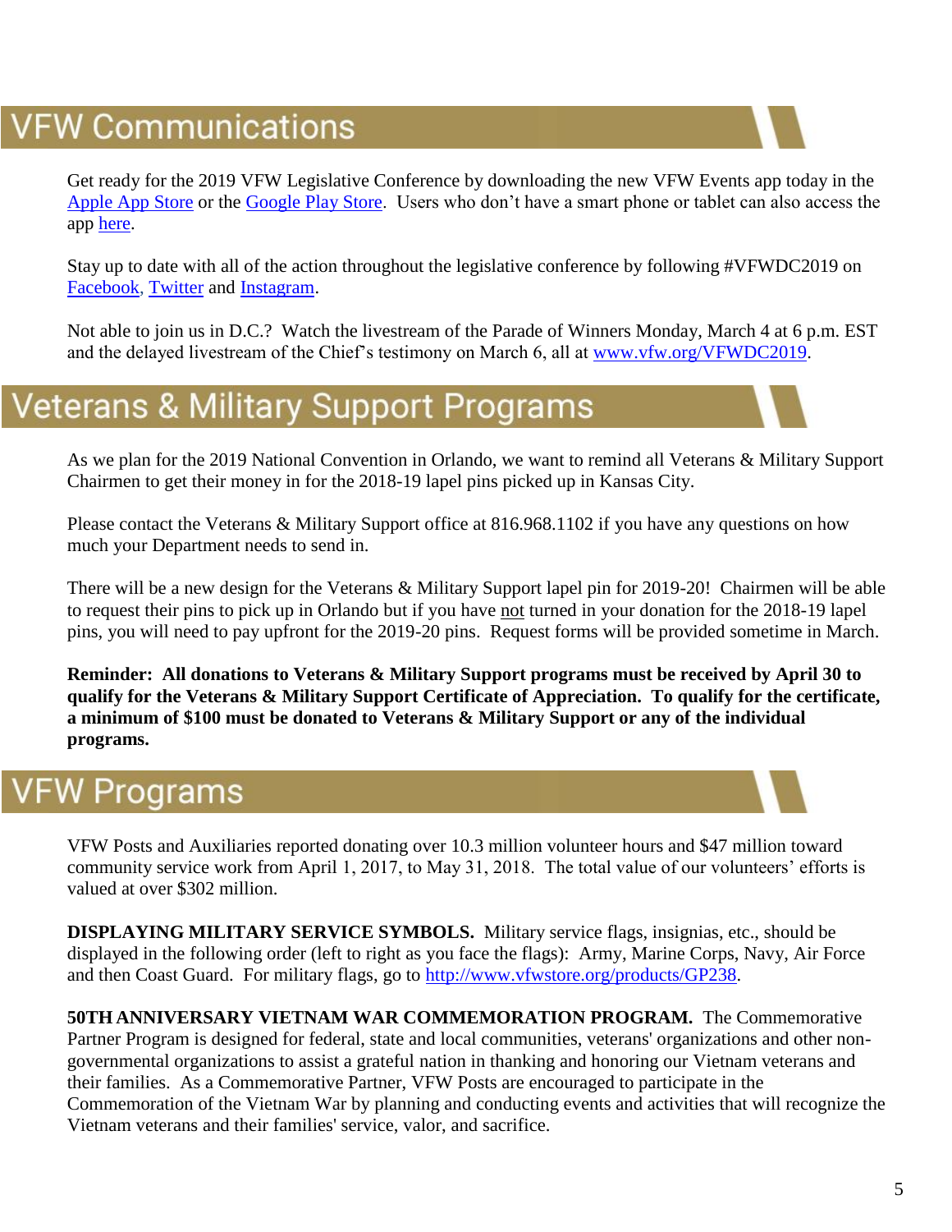## VFW Communications

Get ready for the 2019 VFW Legislative Conference by downloading the new VFW Events app today in the Apple App Store or the Google Play Store. Users who don't have a smart phone or tablet can also access the app here.

Stay up to date with all of the action throughout the legislative conference by following #VFWDC2019 on Facebook, Twitter and Instagram.

Not able to join us in D.C.? Watch the livestream of the Parade of Winners Monday, March 4 at 6 p.m. EST and the delayed livestream of the Chief's testimony on March 6, all at www.vfw.org/VFWDC2019.

## Veterans & Military Support Programs

As we plan for the 2019 National Convention in Orlando, we want to remind all Veterans & Military Support Chairmen to get their money in for the 2018-19 lapel pins picked up in Kansas City.

Please contact the Veterans & Military Support office at 816.968.1102 if you have any questions on how much your Department needs to send in.

There will be a new design for the Veterans & Military Support lapel pin for 2019-20! Chairmen will be able to request their pins to pick up in Orlando but if you have not turned in your donation for the 2018-19 lapel pins, you will need to pay upfront for the 2019-20 pins. Request forms will be provided sometime in March.

**Reminder: All donations to Veterans & Military Support programs must be received by April 30 to qualify for the Veterans & Military Support Certificate of Appreciation. To qualify for the certificate, a minimum of $100 must be donated to Veterans & Military Support or any of the individual programs.**

## VFW Programs

VFW Posts and Auxiliaries reported donating over 10.3 million volunteer hours and $47 million toward community service work from April 1, 2017, to May 31, 2018. The total value of our volunteers' efforts is valued at over $302 million.

**DISPLAYING MILITARY SERVICE SYMBOLS.** Military service flags, insignias, etc., should be displayed in the following order (left to right as you face the flags): Army, Marine Corps, Navy, Air Force and then Coast Guard. For military flags, go to http://www.vfwstore.org/products/GP238.

**50TH ANNIVERSARY VIETNAM WAR COMMEMORATION PROGRAM.** The Commemorative Partner Program is designed for federal, state and local communities, veterans' organizations and other non-governmental organizations to assist a grateful nation in thanking and honoring our Vietnam veterans and their families. As a Commemorative Partner, VFW Posts are encouraged to participate in the Commemoration of the Vietnam War by planning and conducting events and activities that will recognize the Vietnam veterans and their families' service, valor, and sacrifice.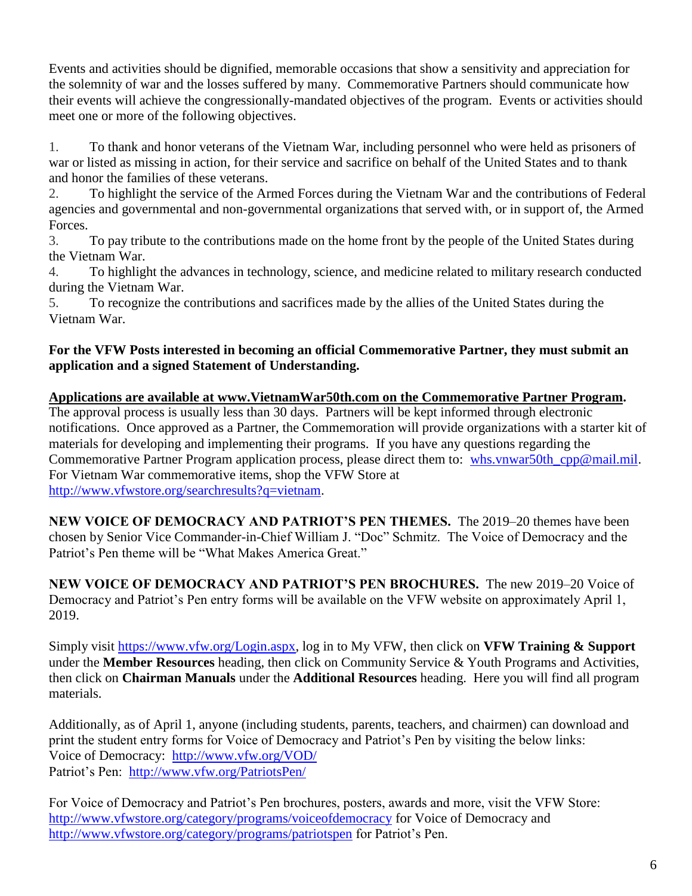Events and activities should be dignified, memorable occasions that show a sensitivity and appreciation for the solemnity of war and the losses suffered by many. Commemorative Partners should communicate how their events will achieve the congressionally-mandated objectives of the program. Events or activities should meet one or more of the following objectives.

1. To thank and honor veterans of the Vietnam War, including personnel who were held as prisoners of war or listed as missing in action, for their service and sacrifice on behalf of the United States and to thank and honor the families of these veterans.
2. To highlight the service of the Armed Forces during the Vietnam War and the contributions of Federal agencies and governmental and non-governmental organizations that served with, or in support of, the Armed Forces.
3. To pay tribute to the contributions made on the home front by the people of the United States during the Vietnam War.
4. To highlight the advances in technology, science, and medicine related to military research conducted during the Vietnam War.
5. To recognize the contributions and sacrifices made by the allies of the United States during the Vietnam War.

**For the VFW Posts interested in becoming an official Commemorative Partner, they must submit an application and a signed Statement of Understanding.**

**Applications are available at www.VietnamWar50th.com on the Commemorative Partner Program.** The approval process is usually less than 30 days. Partners will be kept informed through electronic notifications. Once approved as a Partner, the Commemoration will provide organizations with a starter kit of materials for developing and implementing their programs. If you have any questions regarding the Commemorative Partner Program application process, please direct them to: whs.vnwar50th_cpp@mail.mil. For Vietnam War commemorative items, shop the VFW Store at http://www.vfwstore.org/searchresults?q=vietnam.

**NEW VOICE OF DEMOCRACY AND PATRIOT'S PEN THEMES.** The 2019–20 themes have been chosen by Senior Vice Commander-in-Chief William J. "Doc" Schmitz. The Voice of Democracy and the Patriot's Pen theme will be "What Makes America Great."

**NEW VOICE OF DEMOCRACY AND PATRIOT'S PEN BROCHURES.** The new 2019–20 Voice of Democracy and Patriot's Pen entry forms will be available on the VFW website on approximately April 1, 2019.

Simply visit https://www.vfw.org/Login.aspx, log in to My VFW, then click on **VFW Training & Support** under the **Member Resources** heading, then click on Community Service & Youth Programs and Activities, then click on **Chairman Manuals** under the **Additional Resources** heading. Here you will find all program materials.

Additionally, as of April 1, anyone (including students, parents, teachers, and chairmen) can download and print the student entry forms for Voice of Democracy and Patriot's Pen by visiting the below links:
Voice of Democracy: http://www.vfw.org/VOD/
Patriot's Pen: http://www.vfw.org/PatriotsPen/

For Voice of Democracy and Patriot's Pen brochures, posters, awards and more, visit the VFW Store: http://www.vfwstore.org/category/programs/voiceofdemocracy for Voice of Democracy and http://www.vfwstore.org/category/programs/patriotspen for Patriot's Pen.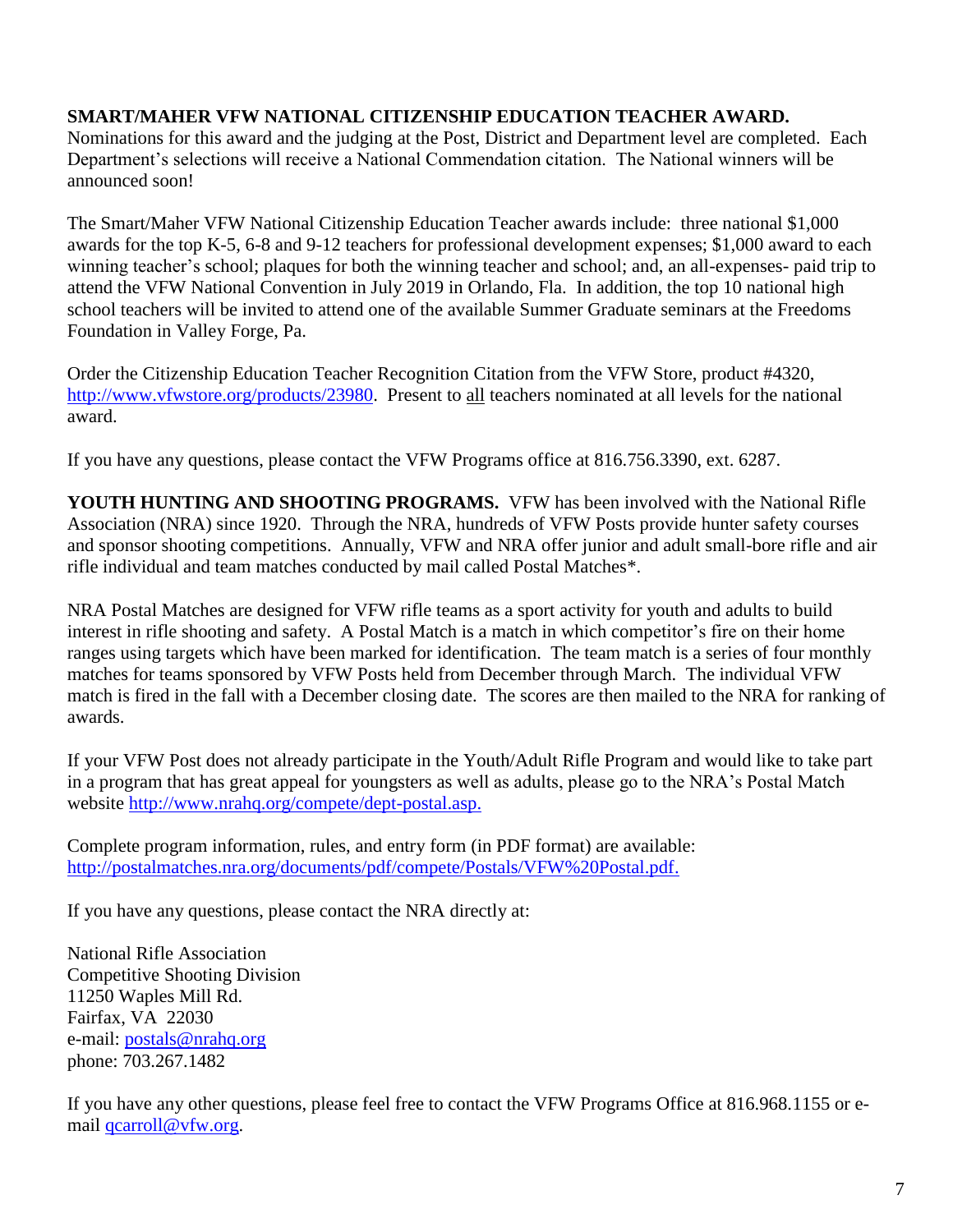**SMART/MAHER VFW NATIONAL CITIZENSHIP EDUCATION TEACHER AWARD.** Nominations for this award and the judging at the Post, District and Department level are completed. Each Department's selections will receive a National Commendation citation. The National winners will be announced soon!

The Smart/Maher VFW National Citizenship Education Teacher awards include: three national $1,000 awards for the top K-5, 6-8 and 9-12 teachers for professional development expenses; $1,000 award to each winning teacher's school; plaques for both the winning teacher and school; and, an all-expenses- paid trip to attend the VFW National Convention in July 2019 in Orlando, Fla. In addition, the top 10 national high school teachers will be invited to attend one of the available Summer Graduate seminars at the Freedoms Foundation in Valley Forge, Pa.

Order the Citizenship Education Teacher Recognition Citation from the VFW Store, product #4320, http://www.vfwstore.org/products/23980. Present to all teachers nominated at all levels for the national award.

If you have any questions, please contact the VFW Programs office at 816.756.3390, ext. 6287.

**YOUTH HUNTING AND SHOOTING PROGRAMS.** VFW has been involved with the National Rifle Association (NRA) since 1920. Through the NRA, hundreds of VFW Posts provide hunter safety courses and sponsor shooting competitions. Annually, VFW and NRA offer junior and adult small-bore rifle and air rifle individual and team matches conducted by mail called Postal Matches*.

NRA Postal Matches are designed for VFW rifle teams as a sport activity for youth and adults to build interest in rifle shooting and safety. A Postal Match is a match in which competitor's fire on their home ranges using targets which have been marked for identification. The team match is a series of four monthly matches for teams sponsored by VFW Posts held from December through March. The individual VFW match is fired in the fall with a December closing date. The scores are then mailed to the NRA for ranking of awards.

If your VFW Post does not already participate in the Youth/Adult Rifle Program and would like to take part in a program that has great appeal for youngsters as well as adults, please go to the NRA's Postal Match website http://www.nrahq.org/compete/dept-postal.asp.

Complete program information, rules, and entry form (in PDF format) are available: http://postalmatches.nra.org/documents/pdf/compete/Postals/VFW%20Postal.pdf.

If you have any questions, please contact the NRA directly at:

National Rifle Association
Competitive Shooting Division
11250 Waples Mill Rd.
Fairfax, VA 22030
e-mail: postals@nrahq.org
phone: 703.267.1482

If you have any other questions, please feel free to contact the VFW Programs Office at 816.968.1155 or e-mail qcarroll@vfw.org.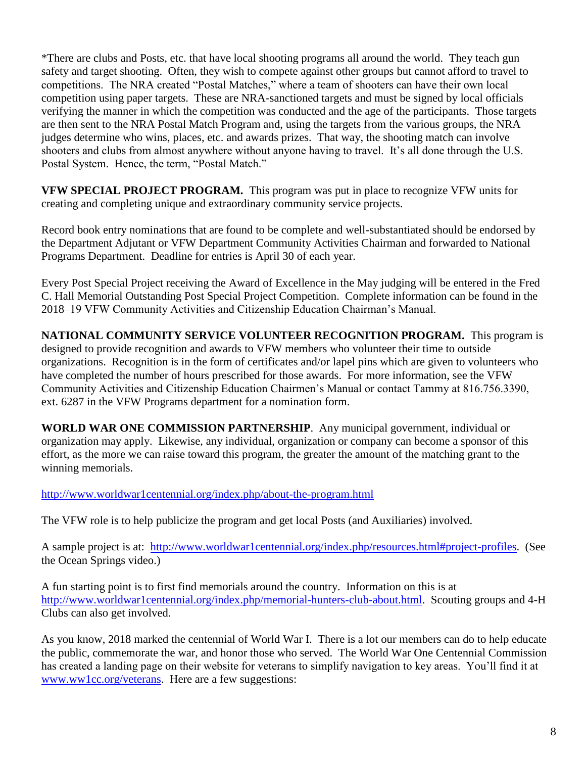*There are clubs and Posts, etc. that have local shooting programs all around the world. They teach gun safety and target shooting. Often, they wish to compete against other groups but cannot afford to travel to competitions. The NRA created "Postal Matches," where a team of shooters can have their own local competition using paper targets. These are NRA-sanctioned targets and must be signed by local officials verifying the manner in which the competition was conducted and the age of the participants. Those targets are then sent to the NRA Postal Match Program and, using the targets from the various groups, the NRA judges determine who wins, places, etc. and awards prizes. That way, the shooting match can involve shooters and clubs from almost anywhere without anyone having to travel. It's all done through the U.S. Postal System. Hence, the term, "Postal Match."

**VFW SPECIAL PROJECT PROGRAM.** This program was put in place to recognize VFW units for creating and completing unique and extraordinary community service projects.

Record book entry nominations that are found to be complete and well-substantiated should be endorsed by the Department Adjutant or VFW Department Community Activities Chairman and forwarded to National Programs Department. Deadline for entries is April 30 of each year.

Every Post Special Project receiving the Award of Excellence in the May judging will be entered in the Fred C. Hall Memorial Outstanding Post Special Project Competition. Complete information can be found in the 2018–19 VFW Community Activities and Citizenship Education Chairman's Manual.

**NATIONAL COMMUNITY SERVICE VOLUNTEER RECOGNITION PROGRAM.** This program is designed to provide recognition and awards to VFW members who volunteer their time to outside organizations. Recognition is in the form of certificates and/or lapel pins which are given to volunteers who have completed the number of hours prescribed for those awards. For more information, see the VFW Community Activities and Citizenship Education Chairmen's Manual or contact Tammy at 816.756.3390, ext. 6287 in the VFW Programs department for a nomination form.

**WORLD WAR ONE COMMISSION PARTNERSHIP**. Any municipal government, individual or organization may apply. Likewise, any individual, organization or company can become a sponsor of this effort, as the more we can raise toward this program, the greater the amount of the matching grant to the winning memorials.

http://www.worldwar1centennial.org/index.php/about-the-program.html

The VFW role is to help publicize the program and get local Posts (and Auxiliaries) involved.

A sample project is at: http://www.worldwar1centennial.org/index.php/resources.html#project-profiles. (See the Ocean Springs video.)

A fun starting point is to first find memorials around the country. Information on this is at http://www.worldwar1centennial.org/index.php/memorial-hunters-club-about.html. Scouting groups and 4-H Clubs can also get involved.

As you know, 2018 marked the centennial of World War I. There is a lot our members can do to help educate the public, commemorate the war, and honor those who served. The World War One Centennial Commission has created a landing page on their website for veterans to simplify navigation to key areas. You'll find it at www.ww1cc.org/veterans. Here are a few suggestions: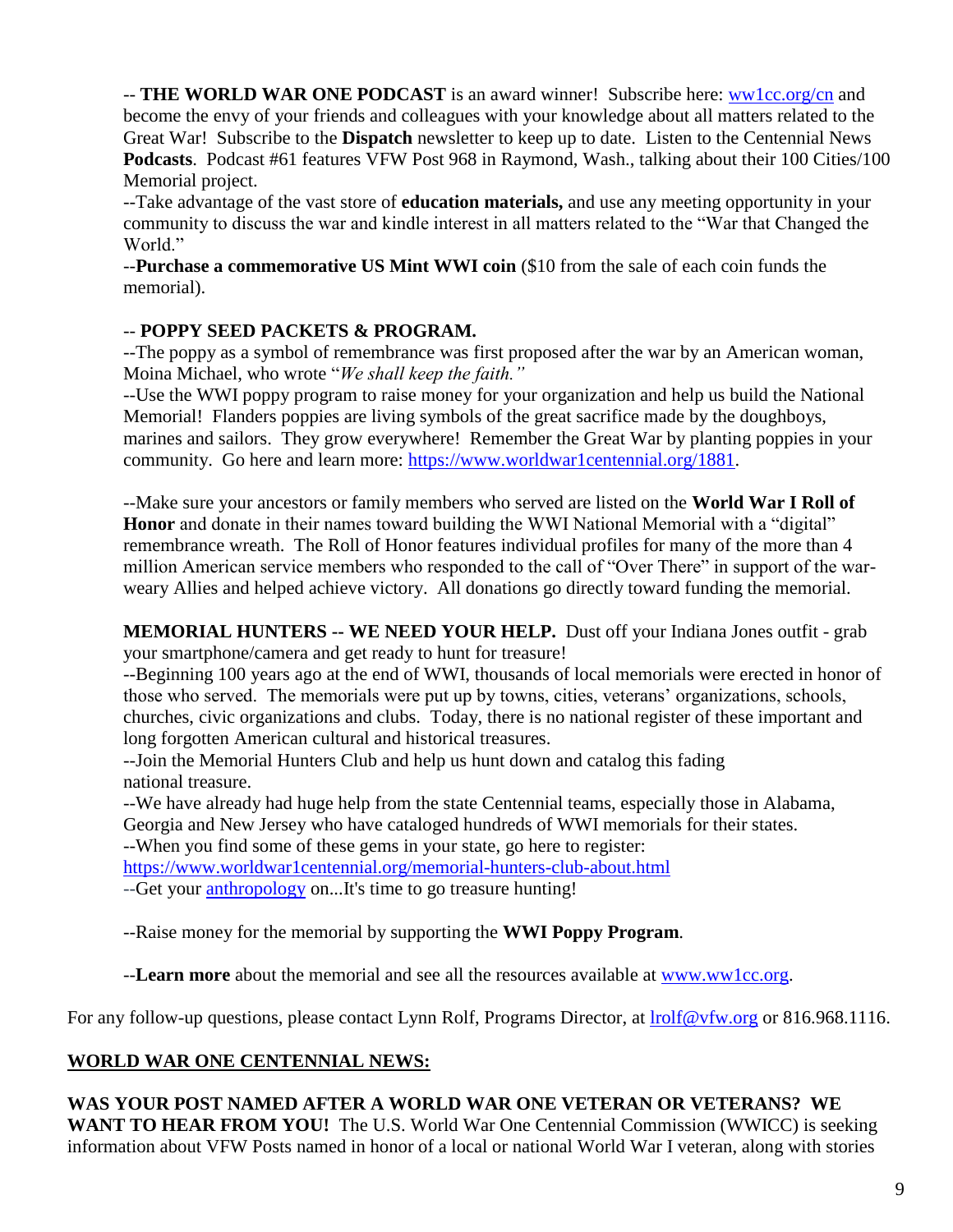-- **THE WORLD WAR ONE PODCAST** is an award winner! Subscribe here: [ww1cc.org/cn](ww1cc.org/cn) and become the envy of your friends and colleagues with your knowledge about all matters related to the Great War! Subscribe to the **Dispatch** newsletter to keep up to date. Listen to the Centennial News **Podcasts**. Podcast #61 features VFW Post 968 in Raymond, Wash., talking about their 100 Cities/100 Memorial project.

--Take advantage of the vast store of **education materials,** and use any meeting opportunity in your community to discuss the war and kindle interest in all matters related to the "War that Changed the World."

--**Purchase a commemorative US Mint WWI coin** ($10 from the sale of each coin funds the memorial).

-- **POPPY SEED PACKETS & PROGRAM.**

--The poppy as a symbol of remembrance was first proposed after the war by an American woman, Moina Michael, who wrote "*We shall keep the faith."*

--Use the WWI poppy program to raise money for your organization and help us build the National Memorial! Flanders poppies are living symbols of the great sacrifice made by the doughboys, marines and sailors. They grow everywhere! Remember the Great War by planting poppies in your community. Go here and learn more: [https://www.worldwar1centennial.org/1881](https://www.worldwar1centennial.org/1881).

--Make sure your ancestors or family members who served are listed on the **World War I Roll of Honor** and donate in their names toward building the WWI National Memorial with a "digital" remembrance wreath. The Roll of Honor features individual profiles for many of the more than 4 million American service members who responded to the call of "Over There" in support of the war-weary Allies and helped achieve victory. All donations go directly toward funding the memorial.

**MEMORIAL HUNTERS -- WE NEED YOUR HELP.** Dust off your Indiana Jones outfit - grab your smartphone/camera and get ready to hunt for treasure!

--Beginning 100 years ago at the end of WWI, thousands of local memorials were erected in honor of those who served. The memorials were put up by towns, cities, veterans' organizations, schools, churches, civic organizations and clubs. Today, there is no national register of these important and long forgotten American cultural and historical treasures.

--Join the Memorial Hunters Club and help us hunt down and catalog this fading national treasure.

--We have already had huge help from the state Centennial teams, especially those in Alabama, Georgia and New Jersey who have cataloged hundreds of WWI memorials for their states.

--When you find some of these gems in your state, go here to register: [https://www.worldwar1centennial.org/memorial-hunters-club-about.html](https://www.worldwar1centennial.org/memorial-hunters-club-about.html)

--Get your anthropology on...It's time to go treasure hunting!

--Raise money for the memorial by supporting the **WWI Poppy Program**.

--**Learn more** about the memorial and see all the resources available at [www.ww1cc.org](www.ww1cc.org).

For any follow-up questions, please contact Lynn Rolf, Programs Director, at [lrolf@vfw.org](mailto:lrolf@vfw.org) or 816.968.1116.

## WORLD WAR ONE CENTENNIAL NEWS:

**WAS YOUR POST NAMED AFTER A WORLD WAR ONE VETERAN OR VETERANS? WE WANT TO HEAR FROM YOU!** The U.S. World War One Centennial Commission (WWICC) is seeking information about VFW Posts named in honor of a local or national World War I veteran, along with stories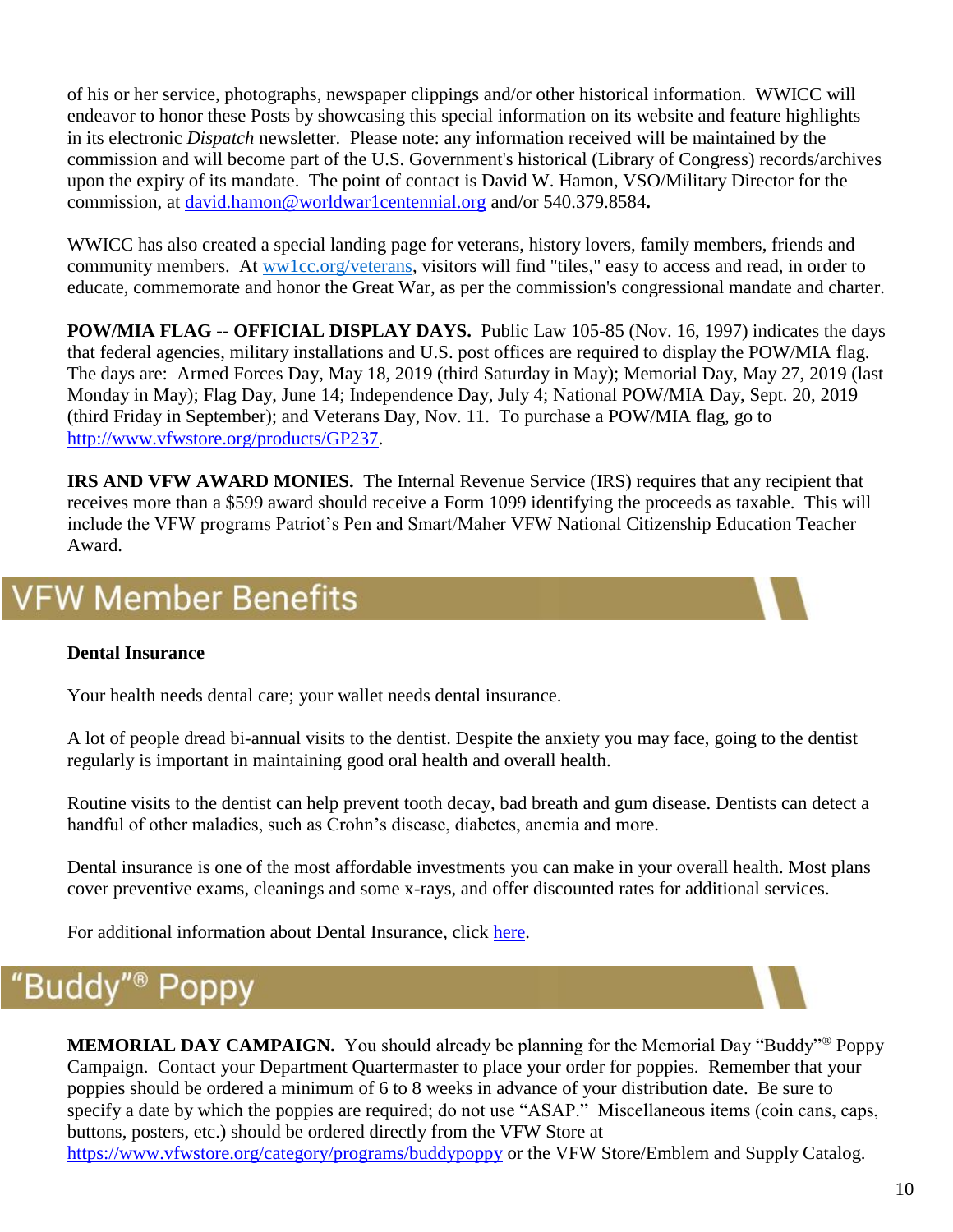of his or her service, photographs, newspaper clippings and/or other historical information. WWICC will endeavor to honor these Posts by showcasing this special information on its website and feature highlights in its electronic *Dispatch* newsletter. Please note: any information received will be maintained by the commission and will become part of the U.S. Government's historical (Library of Congress) records/archives upon the expiry of its mandate. The point of contact is David W. Hamon, VSO/Military Director for the commission, at david.hamon@worldwar1centennial.org and/or 540.379.8584**.**

WWICC has also created a special landing page for veterans, history lovers, family members, friends and community members. At ww1cc.org/veterans, visitors will find "tiles," easy to access and read, in order to educate, commemorate and honor the Great War, as per the commission's congressional mandate and charter.

**POW/MIA FLAG -- OFFICIAL DISPLAY DAYS.** Public Law 105-85 (Nov. 16, 1997) indicates the days that federal agencies, military installations and U.S. post offices are required to display the POW/MIA flag. The days are: Armed Forces Day, May 18, 2019 (third Saturday in May); Memorial Day, May 27, 2019 (last Monday in May); Flag Day, June 14; Independence Day, July 4; National POW/MIA Day, Sept. 20, 2019 (third Friday in September); and Veterans Day, Nov. 11. To purchase a POW/MIA flag, go to http://www.vfwstore.org/products/GP237.

**IRS AND VFW AWARD MONIES.** The Internal Revenue Service (IRS) requires that any recipient that receives more than a $599 award should receive a Form 1099 identifying the proceeds as taxable. This will include the VFW programs Patriot's Pen and Smart/Maher VFW National Citizenship Education Teacher Award.

# VFW Member Benefits

**Dental Insurance**

Your health needs dental care; your wallet needs dental insurance.

A lot of people dread bi-annual visits to the dentist. Despite the anxiety you may face, going to the dentist regularly is important in maintaining good oral health and overall health.

Routine visits to the dentist can help prevent tooth decay, bad breath and gum disease. Dentists can detect a handful of other maladies, such as Crohn's disease, diabetes, anemia and more.

Dental insurance is one of the most affordable investments you can make in your overall health. Most plans cover preventive exams, cleanings and some x-rays, and offer discounted rates for additional services.

For additional information about Dental Insurance, click here.

# "Buddy"® Poppy

**MEMORIAL DAY CAMPAIGN.** You should already be planning for the Memorial Day "Buddy"® Poppy Campaign. Contact your Department Quartermaster to place your order for poppies. Remember that your poppies should be ordered a minimum of 6 to 8 weeks in advance of your distribution date. Be sure to specify a date by which the poppies are required; do not use "ASAP." Miscellaneous items (coin cans, caps, buttons, posters, etc.) should be ordered directly from the VFW Store at https://www.vfwstore.org/category/programs/buddypoppy or the VFW Store/Emblem and Supply Catalog.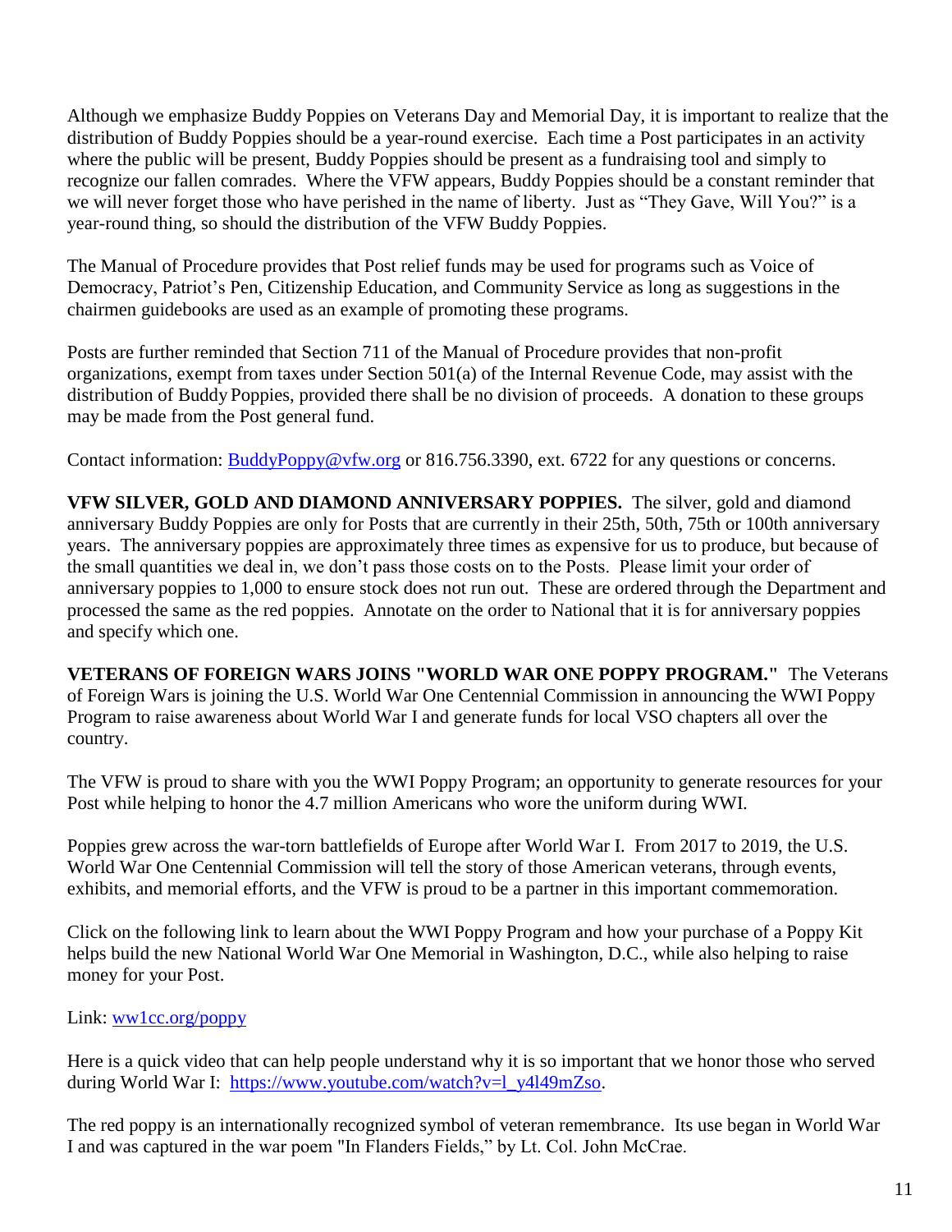Although we emphasize Buddy Poppies on Veterans Day and Memorial Day, it is important to realize that the distribution of Buddy Poppies should be a year-round exercise. Each time a Post participates in an activity where the public will be present, Buddy Poppies should be present as a fundraising tool and simply to recognize our fallen comrades. Where the VFW appears, Buddy Poppies should be a constant reminder that we will never forget those who have perished in the name of liberty. Just as "They Gave, Will You?" is a year-round thing, so should the distribution of the VFW Buddy Poppies.

The Manual of Procedure provides that Post relief funds may be used for programs such as Voice of Democracy, Patriot's Pen, Citizenship Education, and Community Service as long as suggestions in the chairmen guidebooks are used as an example of promoting these programs.

Posts are further reminded that Section 711 of the Manual of Procedure provides that non-profit organizations, exempt from taxes under Section 501(a) of the Internal Revenue Code, may assist with the distribution of Buddy Poppies, provided there shall be no division of proceeds. A donation to these groups may be made from the Post general fund.

Contact information: [BuddyPoppy@vfw.org](mailto:BuddyPoppy@vfw.org) or 816.756.3390, ext. 6722 for any questions or concerns.

**VFW SILVER, GOLD AND DIAMOND ANNIVERSARY POPPIES.** The silver, gold and diamond anniversary Buddy Poppies are only for Posts that are currently in their 25th, 50th, 75th or 100th anniversary years. The anniversary poppies are approximately three times as expensive for us to produce, but because of the small quantities we deal in, we don't pass those costs on to the Posts. Please limit your order of anniversary poppies to 1,000 to ensure stock does not run out. These are ordered through the Department and processed the same as the red poppies. Annotate on the order to National that it is for anniversary poppies and specify which one.

**VETERANS OF FOREIGN WARS JOINS "WORLD WAR ONE POPPY PROGRAM."** The Veterans of Foreign Wars is joining the U.S. World War One Centennial Commission in announcing the WWI Poppy Program to raise awareness about World War I and generate funds for local VSO chapters all over the country.

The VFW is proud to share with you the WWI Poppy Program; an opportunity to generate resources for your Post while helping to honor the 4.7 million Americans who wore the uniform during WWI.

Poppies grew across the war-torn battlefields of Europe after World War I. From 2017 to 2019, the U.S. World War One Centennial Commission will tell the story of those American veterans, through events, exhibits, and memorial efforts, and the VFW is proud to be a partner in this important commemoration.

Click on the following link to learn about the WWI Poppy Program and how your purchase of a Poppy Kit helps build the new National World War One Memorial in Washington, D.C., while also helping to raise money for your Post.

Link: [ww1cc.org/poppy](ww1cc.org/poppy)

Here is a quick video that can help people understand why it is so important that we honor those who served during World War I: [https://www.youtube.com/watch?v=l_y4l49mZso](https://www.youtube.com/watch?v=l_y4l49mZso).

The red poppy is an internationally recognized symbol of veteran remembrance. Its use began in World War I and was captured in the war poem "In Flanders Fields," by Lt. Col. John McCrae.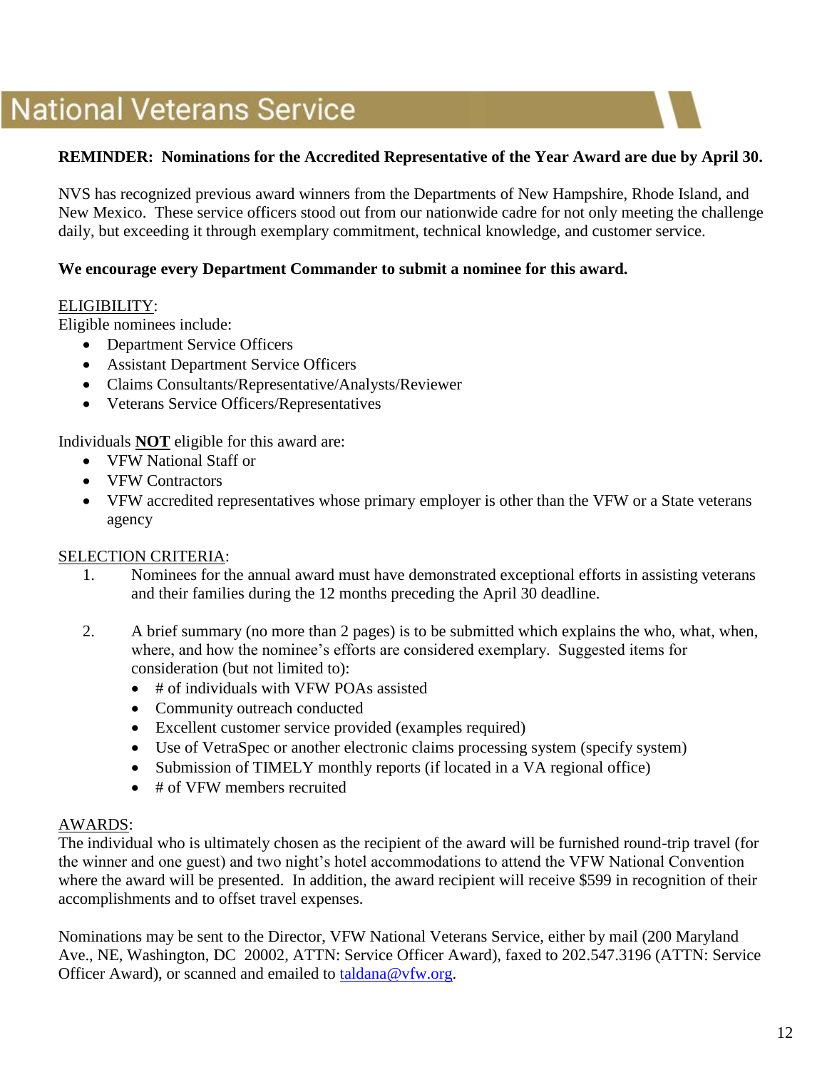# National Veterans Service

**REMINDER: Nominations for the Accredited Representative of the Year Award are due by April 30.**

NVS has recognized previous award winners from the Departments of New Hampshire, Rhode Island, and New Mexico. These service officers stood out from our nationwide cadre for not only meeting the challenge daily, but exceeding it through exemplary commitment, technical knowledge, and customer service.

**We encourage every Department Commander to submit a nominee for this award.**

<u>ELIGIBILITY</u>:

Eligible nominees include:

- Department Service Officers
- Assistant Department Service Officers
- Claims Consultants/Representative/Analysts/Reviewer
- Veterans Service Officers/Representatives

Individuals **<u>NOT</u>** eligible for this award are:

- VFW National Staff or
- VFW Contractors
- VFW accredited representatives whose primary employer is other than the VFW or a State veterans agency

<u>SELECTION CRITERIA</u>:

1. Nominees for the annual award must have demonstrated exceptional efforts in assisting veterans and their families during the 12 months preceding the April 30 deadline.

2. A brief summary (no more than 2 pages) is to be submitted which explains the who, what, when, where, and how the nominee's efforts are considered exemplary. Suggested items for consideration (but not limited to):
   - # of individuals with VFW POAs assisted
   - Community outreach conducted
   - Excellent customer service provided (examples required)
   - Use of VetraSpec or another electronic claims processing system (specify system)
   - Submission of TIMELY monthly reports (if located in a VA regional office)
   - # of VFW members recruited

<u>AWARDS</u>:

The individual who is ultimately chosen as the recipient of the award will be furnished round-trip travel (for the winner and one guest) and two night's hotel accommodations to attend the VFW National Convention where the award will be presented. In addition, the award recipient will receive $599 in recognition of their accomplishments and to offset travel expenses.

Nominations may be sent to the Director, VFW National Veterans Service, either by mail (200 Maryland Ave., NE, Washington, DC 20002, ATTN: Service Officer Award), faxed to 202.547.3196 (ATTN: Service Officer Award), or scanned and emailed to taldana@vfw.org.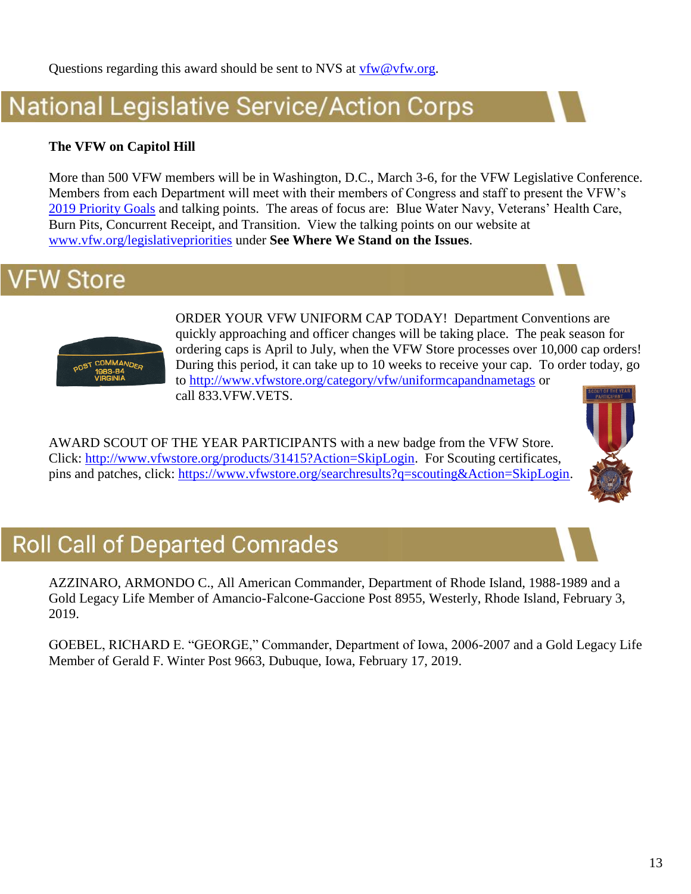Questions regarding this award should be sent to NVS at vfw@vfw.org.

## National Legislative Service/Action Corps

**The VFW on Capitol Hill**

More than 500 VFW members will be in Washington, D.C., March 3-6, for the VFW Legislative Conference. Members from each Department will meet with their members of Congress and staff to present the VFW's 2019 Priority Goals and talking points. The areas of focus are: Blue Water Navy, Veterans' Health Care, Burn Pits, Concurrent Receipt, and Transition. View the talking points on our website at www.vfw.org/legislativepriorities under **See Where We Stand on the Issues**.

## VFW Store

ORDER YOUR VFW UNIFORM CAP TODAY! Department Conventions are quickly approaching and officer changes will be taking place. The peak season for ordering caps is April to July, when the VFW Store processes over 10,000 cap orders! During this period, it can take up to 10 weeks to receive your cap. To order today, go to http://www.vfwstore.org/category/vfw/uniformcapandnametags or call 833.VFW.VETS.

AWARD SCOUT OF THE YEAR PARTICIPANTS with a new badge from the VFW Store. Click: http://www.vfwstore.org/products/31415?Action=SkipLogin. For Scouting certificates, pins and patches, click: https://www.vfwstore.org/searchresults?q=scouting&Action=SkipLogin.

## Roll Call of Departed Comrades

AZZINARO, ARMONDO C., All American Commander, Department of Rhode Island, 1988-1989 and a Gold Legacy Life Member of Amancio-Falcone-Gaccione Post 8955, Westerly, Rhode Island, February 3, 2019.

GOEBEL, RICHARD E. "GEORGE," Commander, Department of Iowa, 2006-2007 and a Gold Legacy Life Member of Gerald F. Winter Post 9663, Dubuque, Iowa, February 17, 2019.